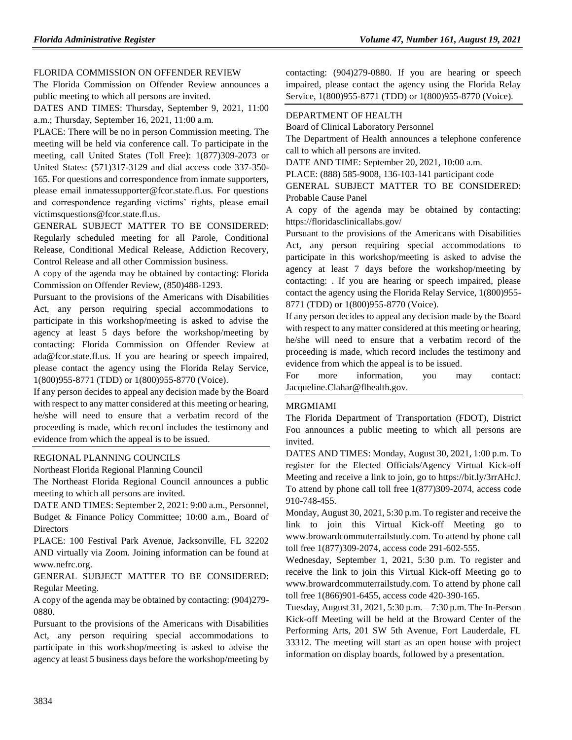FLORIDA COMMISSION ON OFFENDER REVIEW

The Florida Commission on Offender Review announces a public meeting to which all persons are invited.

DATES AND TIMES: Thursday, September 9, 2021, 11:00 a.m.; Thursday, September 16, 2021, 11:00 a.m.

PLACE: There will be no in person Commission meeting. The meeting will be held via conference call. To participate in the meeting, call United States (Toll Free): 1(877)309-2073 or United States: (571)317-3129 and dial access code 337-350-165. For questions and correspondence from inmate supporters, please email inmatessupporter@fcor.state.fl.us. For questions and correspondence regarding victims' rights, please email victimsquestions@fcor.state.fl.us.

GENERAL SUBJECT MATTER TO BE CONSIDERED: Regularly scheduled meeting for all Parole, Conditional Release, Conditional Medical Release, Addiction Recovery, Control Release and all other Commission business.

A copy of the agenda may be obtained by contacting: Florida Commission on Offender Review, (850)488-1293.

Pursuant to the provisions of the Americans with Disabilities Act, any person requiring special accommodations to participate in this workshop/meeting is asked to advise the agency at least 5 days before the workshop/meeting by contacting: Florida Commission on Offender Review at ada@fcor.state.fl.us. If you are hearing or speech impaired, please contact the agency using the Florida Relay Service, 1(800)955-8771 (TDD) or 1(800)955-8770 (Voice).

If any person decides to appeal any decision made by the Board with respect to any matter considered at this meeting or hearing, he/she will need to ensure that a verbatim record of the proceeding is made, which record includes the testimony and evidence from which the appeal is to be issued.

REGIONAL PLANNING COUNCILS

Northeast Florida Regional Planning Council

The Northeast Florida Regional Council announces a public meeting to which all persons are invited.

DATE AND TIMES: September 2, 2021: 9:00 a.m., Personnel, Budget & Finance Policy Committee; 10:00 a.m., Board of Directors

PLACE: 100 Festival Park Avenue, Jacksonville, FL 32202 AND virtually via Zoom. Joining information can be found at www.nefrc.org.

GENERAL SUBJECT MATTER TO BE CONSIDERED: Regular Meeting.

A copy of the agenda may be obtained by contacting: (904)279-0880.

Pursuant to the provisions of the Americans with Disabilities Act, any person requiring special accommodations to participate in this workshop/meeting is asked to advise the agency at least 5 business days before the workshop/meeting by contacting: (904)279-0880. If you are hearing or speech impaired, please contact the agency using the Florida Relay Service, 1(800)955-8771 (TDD) or 1(800)955-8770 (Voice).

DEPARTMENT OF HEALTH

Board of Clinical Laboratory Personnel

The Department of Health announces a telephone conference call to which all persons are invited.

DATE AND TIME: September 20, 2021, 10:00 a.m.

PLACE: (888) 585-9008, 136-103-141 participant code

GENERAL SUBJECT MATTER TO BE CONSIDERED: Probable Cause Panel

A copy of the agenda may be obtained by contacting: https://floridasclinicallabs.gov/

Pursuant to the provisions of the Americans with Disabilities Act, any person requiring special accommodations to participate in this workshop/meeting is asked to advise the agency at least 7 days before the workshop/meeting by contacting: . If you are hearing or speech impaired, please contact the agency using the Florida Relay Service, 1(800)955-8771 (TDD) or 1(800)955-8770 (Voice).

If any person decides to appeal any decision made by the Board with respect to any matter considered at this meeting or hearing, he/she will need to ensure that a verbatim record of the proceeding is made, which record includes the testimony and evidence from which the appeal is to be issued.

For more information, you may contact: Jacqueline.Clahar@flhealth.gov.

MRGMIAMI

The Florida Department of Transportation (FDOT), District Fou announces a public meeting to which all persons are invited.

DATES AND TIMES: Monday, August 30, 2021, 1:00 p.m. To register for the Elected Officials/Agency Virtual Kick-off Meeting and receive a link to join, go to https://bit.ly/3rrAHcJ. To attend by phone call toll free 1(877)309-2074, access code 910-748-455.

Monday, August 30, 2021, 5:30 p.m. To register and receive the link to join this Virtual Kick-off Meeting go to www.browardcommuterrailstudy.com. To attend by phone call toll free 1(877)309-2074, access code 291-602-555.

Wednesday, September 1, 2021, 5:30 p.m. To register and receive the link to join this Virtual Kick-off Meeting go to www.browardcommuterrailstudy.com. To attend by phone call toll free 1(866)901-6455, access code 420-390-165.

Tuesday, August 31, 2021, 5:30 p.m. – 7:30 p.m. The In-Person Kick-off Meeting will be held at the Broward Center of the Performing Arts, 201 SW 5th Avenue, Fort Lauderdale, FL 33312. The meeting will start as an open house with project information on display boards, followed by a presentation.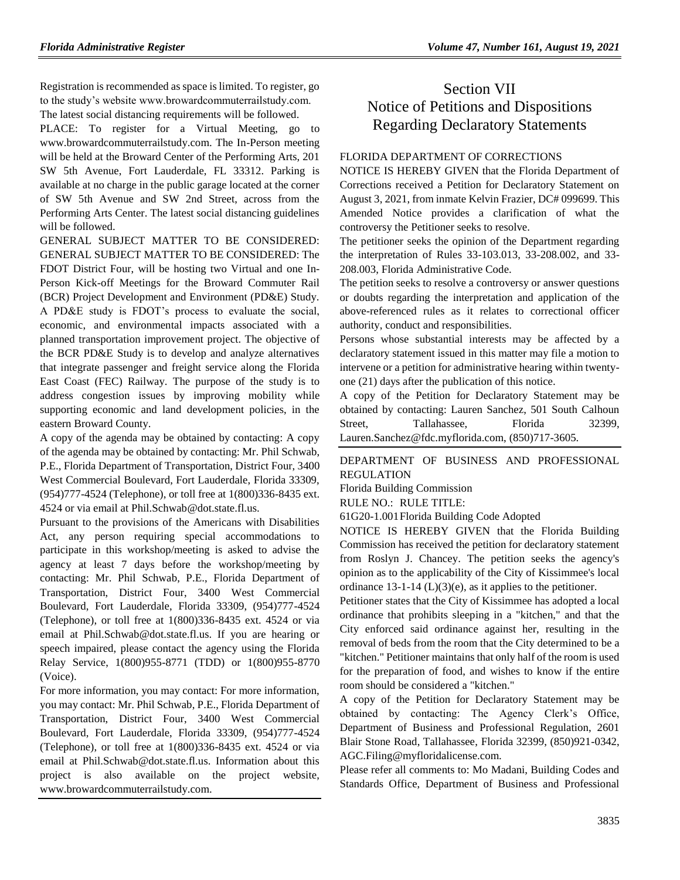Registration is recommended as space is limited. To register, go to the study's website www.browardcommuterrailstudy.com. The latest social distancing requirements will be followed.

PLACE: To register for a Virtual Meeting, go to www.browardcommuterrailstudy.com. The In-Person meeting will be held at the Broward Center of the Performing Arts, 201 SW 5th Avenue, Fort Lauderdale, FL 33312. Parking is available at no charge in the public garage located at the corner of SW 5th Avenue and SW 2nd Street, across from the Performing Arts Center. The latest social distancing guidelines will be followed.

GENERAL SUBJECT MATTER TO BE CONSIDERED: GENERAL SUBJECT MATTER TO BE CONSIDERED: The FDOT District Four, will be hosting two Virtual and one In-Person Kick-off Meetings for the Broward Commuter Rail (BCR) Project Development and Environment (PD&E) Study. A PD&E study is FDOT's process to evaluate the social, economic, and environmental impacts associated with a planned transportation improvement project. The objective of the BCR PD&E Study is to develop and analyze alternatives that integrate passenger and freight service along the Florida East Coast (FEC) Railway. The purpose of the study is to address congestion issues by improving mobility while supporting economic and land development policies, in the eastern Broward County.

A copy of the agenda may be obtained by contacting: A copy of the agenda may be obtained by contacting: Mr. Phil Schwab, P.E., Florida Department of Transportation, District Four, 3400 West Commercial Boulevard, Fort Lauderdale, Florida 33309, (954)777-4524 (Telephone), or toll free at 1(800)336-8435 ext. 4524 or via email at Phil.Schwab@dot.state.fl.us.

Pursuant to the provisions of the Americans with Disabilities Act, any person requiring special accommodations to participate in this workshop/meeting is asked to advise the agency at least 7 days before the workshop/meeting by contacting: Mr. Phil Schwab, P.E., Florida Department of Transportation, District Four, 3400 West Commercial Boulevard, Fort Lauderdale, Florida 33309, (954)777-4524 (Telephone), or toll free at 1(800)336-8435 ext. 4524 or via email at Phil.Schwab@dot.state.fl.us. If you are hearing or speech impaired, please contact the agency using the Florida Relay Service, 1(800)955-8771 (TDD) or 1(800)955-8770 (Voice).

For more information, you may contact: For more information, you may contact: Mr. Phil Schwab, P.E., Florida Department of Transportation, District Four, 3400 West Commercial Boulevard, Fort Lauderdale, Florida 33309, (954)777-4524 (Telephone), or toll free at 1(800)336-8435 ext. 4524 or via email at Phil.Schwab@dot.state.fl.us. Information about this project is also available on the project website, www.browardcommuterrailstudy.com.

# Section VII Notice of Petitions and Dispositions Regarding Declaratory Statements

FLORIDA DEPARTMENT OF CORRECTIONS

NOTICE IS HEREBY GIVEN that the Florida Department of Corrections received a Petition for Declaratory Statement on August 3, 2021, from inmate Kelvin Frazier, DC# 099699. This Amended Notice provides a clarification of what the controversy the Petitioner seeks to resolve.

The petitioner seeks the opinion of the Department regarding the interpretation of Rules 33-103.013, 33-208.002, and 33-208.003, Florida Administrative Code.

The petition seeks to resolve a controversy or answer questions or doubts regarding the interpretation and application of the above-referenced rules as it relates to correctional officer authority, conduct and responsibilities.

Persons whose substantial interests may be affected by a declaratory statement issued in this matter may file a motion to intervene or a petition for administrative hearing within twenty-one (21) days after the publication of this notice.

A copy of the Petition for Declaratory Statement may be obtained by contacting: Lauren Sanchez, 501 South Calhoun Street, Tallahassee, Florida 32399, Lauren.Sanchez@fdc.myflorida.com, (850)717-3605.

DEPARTMENT OF BUSINESS AND PROFESSIONAL REGULATION

Florida Building Commission

RULE NO.: RULE TITLE:

61G20-1.001 Florida Building Code Adopted

NOTICE IS HEREBY GIVEN that the Florida Building Commission has received the petition for declaratory statement from Roslyn J. Chancey. The petition seeks the agency's opinion as to the applicability of the City of Kissimmee's local ordinance 13-1-14 (L)(3)(e), as it applies to the petitioner.

Petitioner states that the City of Kissimmee has adopted a local ordinance that prohibits sleeping in a "kitchen," and that the City enforced said ordinance against her, resulting in the removal of beds from the room that the City determined to be a "kitchen." Petitioner maintains that only half of the room is used for the preparation of food, and wishes to know if the entire room should be considered a "kitchen."

A copy of the Petition for Declaratory Statement may be obtained by contacting: The Agency Clerk's Office, Department of Business and Professional Regulation, 2601 Blair Stone Road, Tallahassee, Florida 32399, (850)921-0342, AGC.Filing@myfloridalicense.com.

Please refer all comments to: Mo Madani, Building Codes and Standards Office, Department of Business and Professional